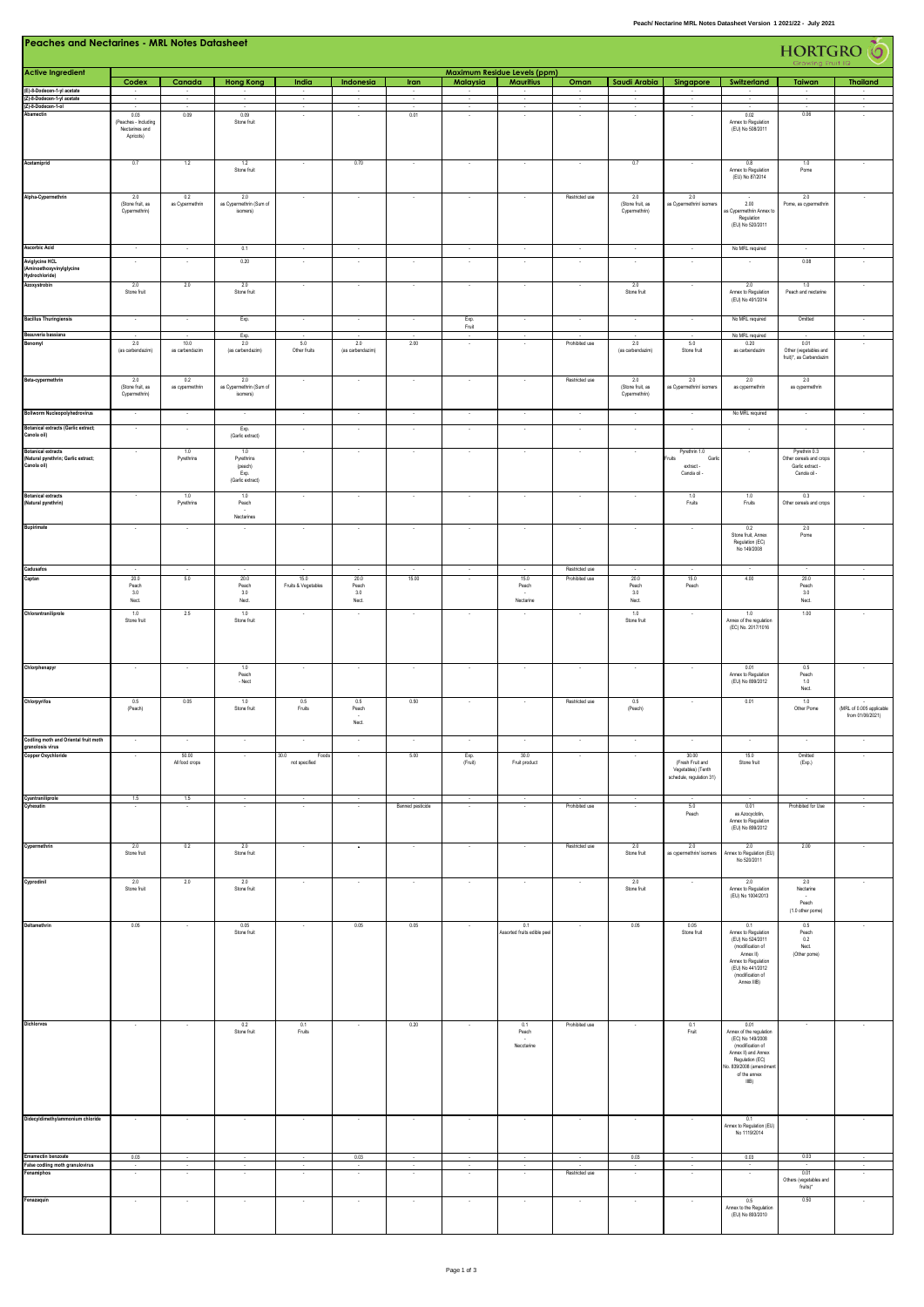# Peaches and Nectarines - MRL Notes Datasheet

| Active Ingredient | Maximum Residue Levels (ppm) | | | | | | | | | | | | | |
|---|---|---|---|---|---|---|---|---|---|---|---|---|---|---|
| | Codex | Canada | Hong Kong | India | Indonesia | Iran | Malaysia | Mauritius | Oman | Saudi Arabia | Singapore | Switzerland | Taiwan | Thailand |
| (E)-8-Dodecen-1-yl acetate | - | - | - | - | - | - | - | - | - | - | - | - | - | - |
| (Z)-8-Dodecen-1-yl acetate | - | - | - | - | - | - | - | - | - | - | - | - | - | - |
| (Z)-8-Dodecen-1-ol | - | - | - | - | - | - | - | - | - | - | - | - | - | - |
| Abamectin | 0.03 (Peaches - Including Nectarines and Apricots) | 0.09 | 0.09 Stone fruit | - | - | 0.01 | - | - | - | - | - | 0.02 Annex to Regulation (EU) No 508/2011 | 0.06 | - |
| Acetamiprid | 0.7 | 1.2 | 1.2 Stone fruit | - | 0.70 | - | - | - | - | 0.7 | - | 0.8 Annex to Regulation (EU) No 87/2014 | 1.0 Pome | - |
| Alpha-Cypermethrin | 2.0 (Stone fruit, as Cypermethrin) | 0.2 as Cypermethrin | 2.0 as Cypermethrin (Sum of isomers) | - | - | - | - | - | Restricted use | 2.0 (Stone fruit, as Cypermethrin) | 2.0 as Cypermethrin/ isomers | - 2.00 as Cypermethrin Annex to Regulation (EU) No 520/2011 | 2.0 Pome, as cypermethrin | - |
| Ascorbic Acid | - | - | 0.1 | - | - | - | - | - | - | - | - | No MRL required | - | - |
| Aviglycine HCL (Aminoethoxyvinylglycine Hydrochloride) | - | - | 0.20 | - | - | - | - | - | - | - | - | - | 0.08 | - |
| Azoxystrobin | 2.0 Stone fruit | 2.0 | 2.0 Stone fruit | - | - | - | - | - | - | 2.0 Stone fruit | - | 2.0 Annex to Regulation (EU) No 491/2014 | 1.0 Peach and nectarine | - |
| Bacillus Thuringiensis | - | - | Exp. | - | - | - | Exp. Fruit | - | - | - | - | No MRL required | Omitted | - |
| Beauveria bassiana | - | - | Exp. | - | - | - | - | - | - | - | - | No MRL required | - | - |
| Benomyl | 2.0 (as carbendazim) | 10.0 as carbendazim | 2.0 (as carbendazim) | 5.0 Other fruits | 2.0 (as carbendazim) | 2.00 | - | - | Prohibited use | 2.0 (as carbendazim) | 5.0 Stone fruit | 0.20 as carbendazim | 0.01 Other (vegetables and fruit)*, as Carbendazim | - |
| Beta-cypermethrin | 2.0 (Stone fruit, as Cypermethrin) | 0.2 as cypermethrin | 2.0 as Cypermethrin (Sum of isomers) | - | - | - | - | - | Restricted use | 2.0 (Stone fruit, as Cypermethrin) | 2.0 as Cypermethrin/ isomers | 2.0 as cypermethrin | 2.0 as cypermethrin | - |
| Bollworm Nucleopolyhedrovirus | - | - | - | - | - | - | - | - | - | - | - | No MRL required | - | - |
| Botanical extracts (Garlic extract; Canola oil) | - | - | Exp. (Garlic extract) | - | - | - | - | - | - | - | - | - | - | - |
| Botanical extracts (Natural pyrethrin; Garlic extract; Canola oil) | - | 1.0 Pyrethrins | 1.0 Pyrethrins (peach) Exp. (Garlic extract) | - | - | - | - | - | - | - | Pyrethrin 1.0 Fruits Garlic extract - Canola oil - | - | Pyrethrin 0.3 Other cereals and crops Garlic extract - Canola oil - | - |
| Botanical extracts (Natural pyrethrin) | - | 1.0 Pyrethrins | 1.0 Peach - Nectarines | - | - | - | - | - | - | - | 1.0 Fruits | 1.0 Fruits | 0.3 Other cereals and crops | - |
| Bupirimate | - | - | - | - | - | - | - | - | - | - | - | 0.2 Stone fruit, Annex Regulation (EC) No 149/2008 | 2.0 Pome | - |
| Cadusafos | - | - | - | - | - | - | - | - | Restricted use | - | - | - | - | - |
| Captan | 20.0 Peach 3.0 Nect. | 5.0 | 20.0 Peach 3.0 Nect. | 15.0 Fruits & Vegetables | 20.0 Peach 3.0 Nect. | 15.00 | - | 15.0 Peach - Nectarine | Prohibited use | 20.0 Peach 3.0 Nect. | 15.0 Peach | 4.00 | 20.0 Peach 3.0 Nect. | - |
| Chlorantraniliprole | 1.0 Stone fruit | 2.5 | 1.0 Stone fruit | - | - | - | - | - | - | 1.0 Stone fruit | - | 1.0 Annex of the regulation (EC) No. 2017/1016 | 1.00 | - |
| Chlorphenapyr | - | - | 1.0 Peach - Nect | - | - | - | - | - | - | - | - | 0.01 Annex to Regulation (EU) No 899/2012 | 0.5 Peach 1.0 Nect. | - |
| Chlorpyrifos | 0.5 (Peach) | 0.05 | 1.0 Stone fruit | 0.5 Fruits | 0.5 Peach - Nect. | 0.50 | - | - | Restricted use | 0.5 (Peach) | - | 0.01 | 1.0 Other Pome | (MRL of 0.005 applicable from 01/06/2021) |
| Codling moth and Oriental fruit moth granulosis virus | - | - | - | - | - | - | - | - | - | - | - | - | - | - |
| Copper Oxychloride | - | 50.00 All food crops | - | 30.0 Foods not specified | - | 5.00 | Exp. (Fruit) | 30.0 Fruit product | - | - | 30.00 (Fresh Fruit and Vegetables) (Tenth schedule, regulation 31) | 15.0 Stone fruit | Omitted (Exp.) | - |
| Cyantraniliprole | 1.5 | 1.5 | - | - | - | - | - | - | - | - | - | - | - | - |
| Cyhexatin | - | - | - | - | - | Banned pesticide | - | - | Prohibited use | - | 5.0 Peach | 0.01 as Azocyclotin, Annex to Regulation (EU) No 899/2012 | Prohibited for Use | - |
| Cypermethrin | 2.0 Stone fruit | 0.2 | 2.0 Stone fruit | - | • | - | - | - | Restricted use | 2.0 Stone fruit | 2.0 as cypermethrin/ isomers | 2.0 Annex to Regulation (EU) No 520/2011 | 2.00 | - |
| Cyprodinil | 2.0 Stone fruit | 2.0 | 2.0 Stone fruit | - | - | - | - | - | - | 2.0 Stone fruit | - | 2.0 Annex to Regulation (EU) No 1004/2013 | 2.0 Nectarine - Peach (1.0 other pome) | - |
| Deltamethrin | 0.05 | - | 0.05 Stone fruit | - | 0.05 | 0.05 | - | 0.1 Assorted fruits edible peel | - | 0.05 | 0.05 Stone fruit | 0.1 Annex to Regulation (EU) No 524/2011 (modification of Annex II) Annex to Regulation (EU) No 441/2012 (modification of Annex IIIB) | 0.5 Peach 0.2 Nect. (Other pome) | - |
| Dichlorvos | - | - | 0.2 Stone fruit | 0.1 Fruits | - | 0.20 | - | 0.1 Peach - Nectarine | Prohibited use | - | 0.1 Fruit | 0.01 Annex of the regulation (EC) No 149/2008 (modification of Annex II) and Annex Regulation (EC) No. 839/2008 (amendment of the annex IIIB) | - | - |
| Didecyldimethylammonium chloride | - | - | - | - | - | - | - | - | - | - | - | 0.1 Annex to Regulation (EU) No 1119/2014 | - | - |
| Emamectin benzoate | 0.03 | - | - | - | 0.03 | - | - | - | - | 0.03 | - | 0.03 | 0.03 | - |
| False codling moth granulovirus | - | - | - | - | - | - | - | - | - | - | - | - | - | - |
| Fenamiphos | - | - | - | - | - | - | - | - | Restricted use | - | - | - | 0.01 Others (vegetables and fruits)* | - |
| Fenazaquin | - | - | - | - | - | - | - | - | - | - | - | 0.5 Annex to the Regulation (EU) No 893/2010 | 0.50 | - |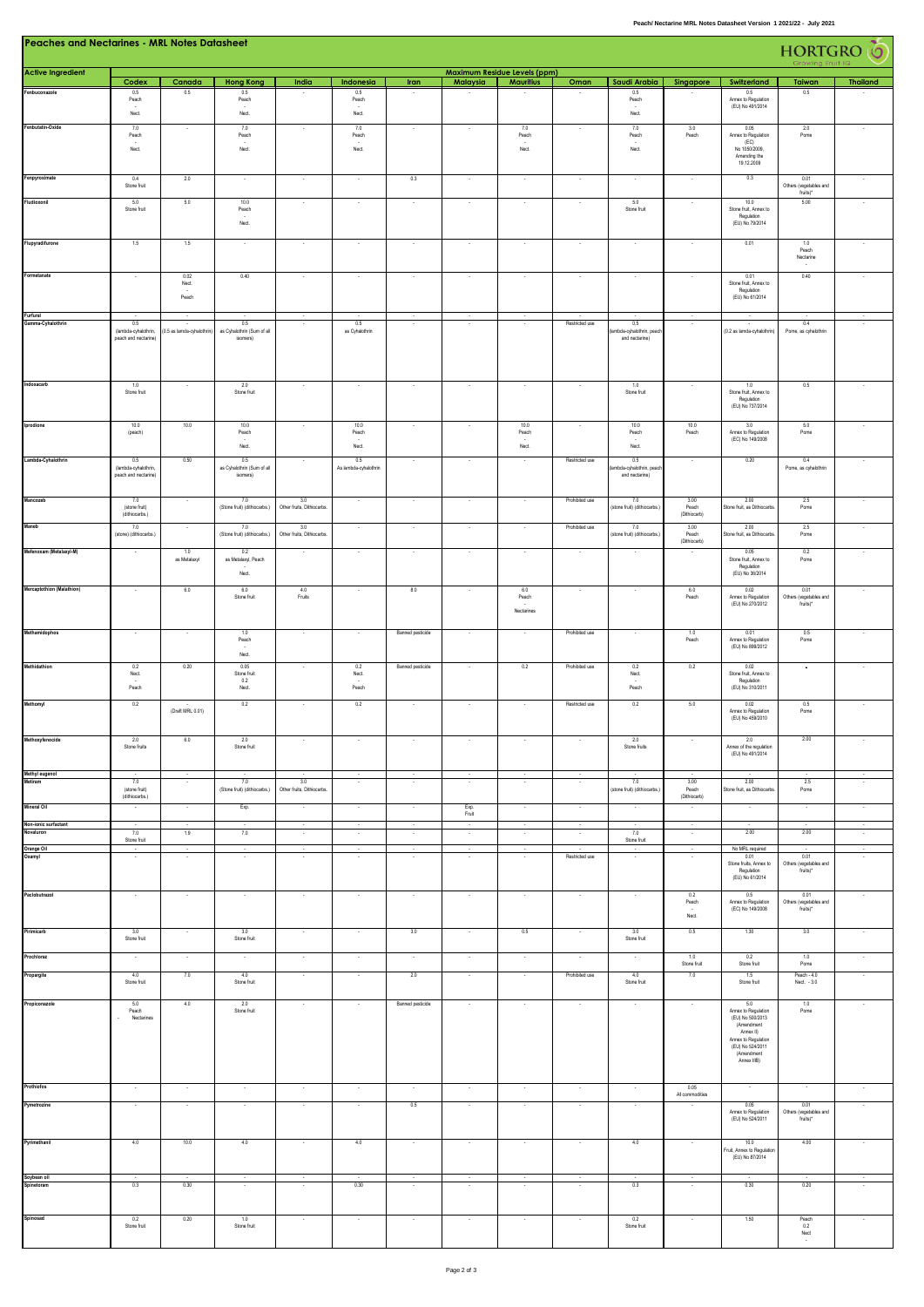# Peaches and Nectarines - MRL Notes Datasheet

| Active Ingredient | Maximum Residue Levels (ppm) | | | | | | | | | | | | |
|---|---|---|---|---|---|---|---|---|---|---|---|---|---|
| | Codex | Canada | Hong Kong | India | Indonesia | Iran | Malaysia | Mauritius | Oman | Saudi Arabia | Singapore | Switzerland | Taiwan | Thailand |
| Fenbuconazole | 0.5 Peach - Nect. | 0.5 | 0.5 Peach - Nect. | - | 0.5 Peach - Nect. | - | - | - | - | 0.5 Peach - Nect. | - | 0.5 Annex to Regulation (EU) No 491/2014 | 0.5 | - |
| Fenbutatin-Oxide | 7.0 Peach - Nect. | - | 7.0 Peach - Nect. | - | 7.0 Peach - Nect. | - | - | 7.0 Peach - Nect. | - | 7.0 Peach - Nect. | 3.0 Peach | 0.05 Annex to Regulation (EC) No 1050/2009, Amending the 19.12.2009 | 2.0 Pome | - |
| Fenpyroximate | 0.4 Stone fruit | 2.0 | - | - | - | 0.3 | - | - | - | - | - | 0.3 | 0.01 Others (vegetables and fruits)* | - |
| Fludioxonil | 5.0 Stone fruit | 5.0 | 10.0 Peach - Nect. | - | - | - | - | - | - | 5.0 Stone fruit | - | 10.0 Stone fruit, Annex to Regulation (EU) No 79/2014 | 5.00 | - |
| Flupyradifurone | 1.5 | 1.5 | - | - | - | - | - | - | - | - | - | 0.01 | 1.0 Peach Nectarine | - |
| Formetanate | - | 0.02 Nect. - Peach | 0.40 | - | - | - | - | - | - | - | - | 0.01 Stone fruit, Annex to Regulation (EU) No 61/2014 | 0.40 | - |
| Furfurol | - | - | - | - | - | - | - | - | - | - | - | - | - | - |
| Gamma-Cyhalothrin | 0.5 (lambda-cyhalothrin, peach and nectarine) | - (0.5 as lambda-cyhalothrin) | 0.5 as Cyhalothrin (Sum of all isomers) | - | 0.5 as Cyhalothrin | - | - | - | Restricted use | 0.5 (lambda-cyhalothrin, peach and nectarine) | - | - (0.2 as lamda-cyhalothrin) | 0.4 Pome, as cyhalothrin | - |
| Indoxacarb | 1.0 Stone fruit | - | 2.0 Stone fruit | - | - | - | - | - | - | 1.0 Stone fruit | - | 1.0 Stone fruit, Annex to Regulation (EU) No 737/2014 | 0.5 | - |
| Iprodione | 10.0 (peach) | 10.0 | 10.0 Peach - Nect. | - | 10.0 Peach - Nect. | - | - | 10.0 Peach - Nect. | - | 10.0 Peach - Nect. | 10.0 Peach | 3.0 Annex to Regulation (EC) No 149/2008 | 5.0 Pome | - |
| Lambda-Cyhalothrin | 0.5 (lambda-cyhalothrin, peach and nectarine) | 0.50 | 0.5 as Cyhalothrin (Sum of all isomers) | - | 0.5 As lambda-cyhalothrin | - | - | - | Restricted use | 0.5 (lambda-cyhalothrin, peach and nectarine) | - | 0.20 | 0.4 Pome, as cyhalothrin | - |
| Mancozeb | 7.0 (stone fruit) (dithiocarbs.) | - | 7.0 (Stone fruit) (dithiocarbs.) | 3.0 Other fruits, Dithiocarbs. | - | - | - | - | Prohibited use | 7.0 (stone fruit) (dithiocarbs.) | 3.00 Peach (Dithiocarb) | 2.00 Stone fruit, as Dithiocarbs. | 2.5 Pome | - |
| Maneb | 7.0 (stone) (dithiocarbs.) | - | 7.0 (Stone fruit) (dithiocarbs.) | 3.0 Other fruits, Dithiocarbs. | - | - | - | - | Prohibited use | 7.0 (stone fruit) (dithiocarbs.) | 3.00 Peach (Dithiocarb) | 2.00 Stone fruit, as Dithiocarbs. | 2.5 Pome | - |
| Mefenoxam (Metalaxyl-M) | - | 1.0 as Metalaxyl | 0.2 as Metalaxyl, Peach - Nect. | - | - | - | - | - | - | - | - | 0.05 Stone fruit, Annex to Regulation (EU) No 36/2014 | 0.2 Pome | - |
| Mercaptothion (Malathion) | - | 6.0 | 6.0 Stone fruit | 4.0 Fruits | - | 8.0 | - | 6.0 Peach - Nectarines | - | - | 6.0 Peach | 0.02 Annex to Regulation (EU) No 270/2012 | 0.01 Others (vegetables and fruits)* | - |
| Methamidophos | - | - | 1.0 Peach - Nect. | - | - | Banned pesticide | - | - | Prohibited use | - | 1.0 Peach | 0.01 Annex to Regulation (EU) No 899/2012 | 0.5 Pome | - |
| Methidathion | 0.2 Nect. - Peach | 0.20 | 0.05 Stone fruit 0.2 Nect. | - | 0.2 Nect. - Peach | Banned pesticide | - | 0.2 | Prohibited use | 0.2 Nect. - Peach | 0.2 | 0.02 Stone fruit, Annex to Regulation (EU) No 310/2011 | - | - |
| Methomyl | 0.2 | - (Draft MRL 0.01) | 0.2 | - | 0.2 | - | - | - | Restricted use | 0.2 | 5.0 | 0.02 Annex to Regulation (EU) No 459/2010 | 0.5 Pome | - |
| Methoxyfenocide | 2.0 Stone fruits | 6.0 | 2.0 Stone fruit | - | - | - | - | - | - | 2.0 Stone fruits | - | 2.0 Annex of the regulation (EU) No 491/2014 | 2.00 | - |
| Methyl eugenol | - | - | - | - | - | - | - | - | - | - | - | - | - | - |
| Metirum | 7.0 (stone fruit) (dithiocarbs.) | - | 7.0 (Stone fruit) (dithiocarbs.) | 3.0 Other fruits, Dithiocarbs. | - | - | - | - | - | 7.0 (stone fruit) (dithiocarbs.) | 3.00 Peach (Dithiocarb) | 2.00 Stone fruit, as Dithiocarbs. | 2.5 Pome | - |
| Mineral Oil | - | - | Exp. | - | - | - | Exp. Fruit | - | - | - | - | - | - | - |
| Non-ionic surfactant | - | - | - | - | - | - | - | - | - | - | - | - | - | - |
| Novaluron | 7.0 Stone fruit | 1.9 | 7.0 | - | - | - | - | - | - | 7.0 Stone fruit | - | 2.00 | 2.00 | - |
| Orange Oil | - | - | - | - | - | - | - | - | - | - | - | No MRL required | - | - |
| Oxamyl | - | - | - | - | - | - | - | - | Restricted use | - | - | 0.01 Stone fruits, Annex to Regulation (EU) No 61/2014 | 0.01 Others (vegetables and fruits)* | - |
| Paclobutrazol | - | - | - | - | - | - | - | - | - | - | 0.2 Peach - Nect. | 0.5 Annex to Regulation (EC) No 149/2008 | 0.01 Others (vegetables and fruits)* | - |
| Pirimicarb | 3.0 Stone fruit | - | 3.0 Stone fruit | - | - | 3.0 | - | 0.5 | - | 3.0 Stone fruit | 0.5 | 1.30 | 3.0 | - |
| Prochloraz | - | - | - | - | - | - | - | - | - | - | 1.0 Stone fruit | 0.2 Stone fruit | 1.0 Pome | - |
| Propargite | 4.0 Stone fruit | 7.0 | 4.0 Stone fruit | - | - | 2.0 | - | - | Prohibited use | 4.0 Stone fruit | 7.0 | 1.5 Stone fruit | Peach - 4.0 Nect. - 3.0 | - |
| Propiconazole | 5.0 Peach - Nectarines | 4.0 | 2.0 Stone fruit | - | - | Banned pesticide | - | - | - | - | - | 5.0 Annex to Regulation (EU) No 500/2013 (Amendment Annex II) Annex to Regulation (EU) No 524/2011 (Amendment Annex IIIB) | 1.0 Pome | - |
| Prothiofos | - | - | - | - | - | - | - | - | - | - | 0.05 All commodities | - | - | - |
| Pymetrozine | - | - | - | - | - | 0.5 | - | - | - | - | - | 0.05 Annex to Regulation (EU) No 524/2011 | 0.01 Others (vegetables and fruits)* | - |
| Pyrimethanil | 4.0 | 10.0 | 4.0 | - | 4.0 | - | - | - | - | 4.0 | - | 10.0 Fruit, Annex to Regulation (EU) No 87/2014 | 4.00 | - |
| Soybean oil | - | - | - | - | - | - | - | - | - | - | - | - | - | - |
| Spinetoram | 0.3 | 0.30 | - | - | 0.30 | - | - | - | - | 0.3 | - | 0.30 | 0.20 | - |
| Spinosad | 0.2 Stone fruit | 0.20 | 1.0 Stone fruit | - | - | - | - | - | - | 0.2 Stone fruit | - | 1.50 | Peach 0.2 Nect - | - |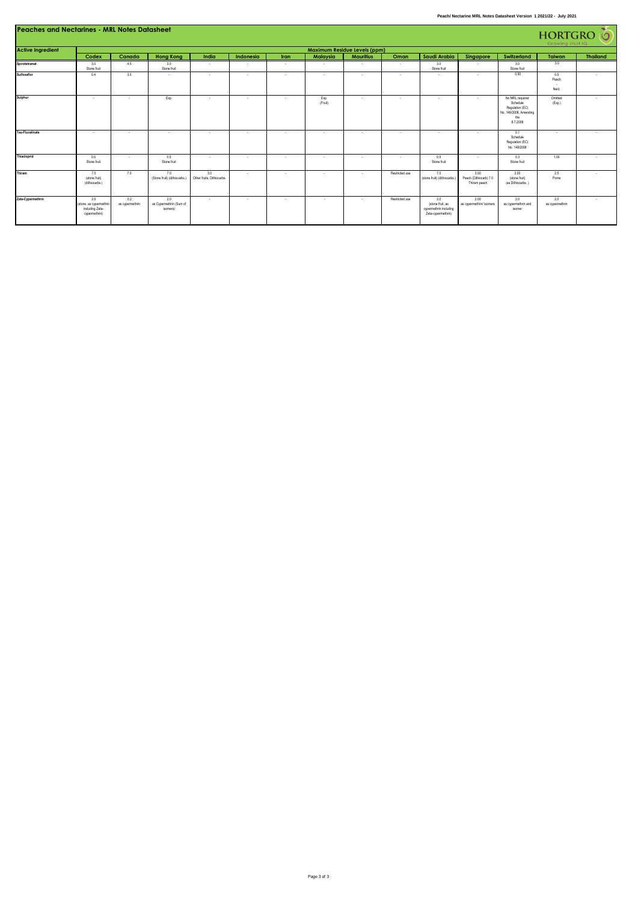# Peaches and Nectarines - MRL Notes Datasheet

| Active Ingredient | Maximum Residue Levels (ppm) | | | | | | | | | | | | | |
|---|---|---|---|---|---|---|---|---|---|---|---|---|---|---|
| | Codex | Canada | Hong Kong | India | Indonesia | Iran | Malaysia | Mauritius | Oman | Saudi Arabia | Singapore | Switzerland | Taiwan | Thailand |
| Spirotetramat | 3.0 Stone fruit | 4.5 | 3.0 Stone fruit | - | - | - | - | - | - | 3.0 Stone fruit | - | 3.0 Stone fruit | 3.0 | |
| Sulfoxaflor | 0.4 | 3.0 | - | - | - | - | - | - | - | - | - | 0.50 | 0.5 Peach - Nect | - |
| Sulphur | - | - | Exp. | - | - | - | Exp. (Fruit) | - | - | - | - | No MRL required Schedule Regulation (EC) No. 149/2008, Amending the 8.7.2008 | Omitted (Exp.) | - |
| Tau-Fluvalinate | - | - | - | - | - | - | - | - | - | - | - | 0.1 Schedule Regulation (EC) No. 149/2008 | - | - |
| Thiacloprid | 0.5 Stone fruit | - | 0.5 Stone fruit | - | - | - | - | - | - | 0.5 Stone fruit | - | 0.3 Stone fruit | 1.00 | - |
| Thiram | 7.0 (stone fruit) (dithiocarbs.) | 7.0 | 7.0 (Stone fruit) (dithiocarbs.) | 3.0 Other fruits, Dithiocarbs. | - | - | - | - | Restricted use | 7.0 (stone fruit) (dithiocarbs.) | 3.00 Peach (Dithiocarb) 7.0 Thiram peach | 2.00 (stone fruit) (as Dithiocarbs. ) | 2.5 Pome | - |
| Zeta-Cypermethrin | 2.0 (stone, as cypermethrin including Zeta-cypermethrin) | 0.2 as cypermethrin | 2.0 as Cypermethrin (Sum of isomers) | - | - | - | - | - | Restricted use | 2.0 (stone fruit, as cypermethrin including Zeta-cypermethrin) | 2.00 as cypermethrin/ isomers | 2.0 as cypermethrin and isomer | 2.0 as cypermethrin | - |